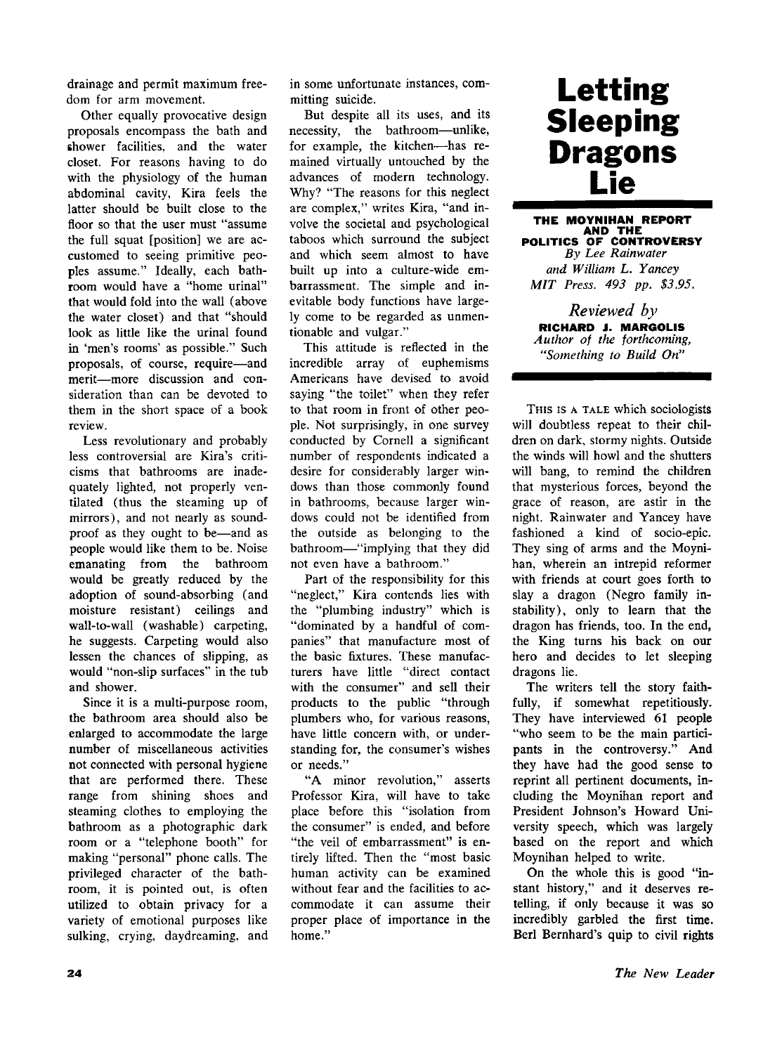drainage and permit maximum freedom for arm movement.

Other equally provocative design proposals encompass the bath and shower facilities, and the water closet. For reasons having to do with the physiology of the human abdominal cavity, Kira feels the latter should be built close to the floor so that the user must "assume the full squat [position] we are accustomed to seeing primitive peoples assume." Ideally, each bathroom would have a "home urinal" that would fold into the wall (above the water closet) and that "should look as little like the urinal found in 'men's rooms' as possible." Such proposals, of course, require—and merit—more discussion and consideration than can be devoted to them in the short space of a book review.

Less revolutionary and probably less controversial are Kira's criticisms that bathrooms are inadequately lighted, not properly ventilated (thus the steaming up of mirrors), and not nearly as soundproof as they ought to be—and as people would like them to be. Noise emanating from the bathroom would be greatly reduced by the adoption of sound-absorbing (and moisture resistant) ceilings and wall-to-wall (washable) carpeting, he suggests. Carpeting would also lessen the chances of slipping, as would "non-slip surfaces" in the tub and shower.

Since it is a multi-purpose room, the bathroom area should also be enlarged to accommodate the large number of miscellaneous activities not connected with personal hygiene that are performed there. These range from shining shoes and steaming clothes to employing the bathroom as a photographic dark room or a "telephone booth" for making "personal" phone calls. The privileged character of the bathroom, it is pointed out, is often utilized to obtain privacy for a variety of emotional purposes like sulking, crying, daydreaming, and in some unfortunate instances, committing suicide.

But despite all its uses, and its necessity, the bathroom—unlike, for example, the kitchen—has remained virtually untouched by the advances of modern technology. Why? "The reasons for this neglect are complex," writes Kira, "and involve the societal and psychological taboos which surround the subject and which seem almost to have built up into a culture-wide embarrassment. The simple and inevitable body functions have largely come to be regarded as unmentionable and vulgar."

This attitude is reflected in the incredible array of euphemisms Americans have devised to avoid saying "the toilet" when they refer to that room in front of other people. Not surprisingly, in one survey conducted by Cornell a significant number of respondents indicated a desire for considerably larger windows than those commonly found in bathrooms, because larger windows could not be identified from the outside as belonging to the bathroom—"implying that they did not even have a bathroom."

Part of the responsibility for this "neglect," Kira contends lies with the "plumbing industry" which is "dominated by a handful of companies" that manufacture most of the basic fixtures. These manufacturers have little "direct contact with the consumer" and sell their products to the public "through plumbers who, for various reasons, have little concern with, or understanding for, the consumer's wishes or needs."

"A minor revolution," asserts Professor Kira, will have to take place before this "isolation from the consumer" is ended, and before "the veil of embarrassment" is entirely lifted. Then the "most basic human activity can be examined without fear and the facilities to accommodate it can assume their proper place of importance in the home."

# Letting Sleeping Dragons Lie

**THE MOYNIHAN REPORT AND THE POLITICS OF CONTROVERSY**
*By Lee Rainwater and William L. Yancey*
*MIT Press. 493 pp. $3.95.*

*Reviewed by*
**RICHARD J. MARGOLIS**
*Author of the forthcoming, "Something to Build On"*

THIS IS A TALE which sociologists will doubtless repeat to their children on dark, stormy nights. Outside the winds will howl and the shutters will bang, to remind the children that mysterious forces, beyond the grace of reason, are astir in the night. Rainwater and Yancey have fashioned a kind of socio-epic. They sing of arms and the Moynihan, wherein an intrepid reformer with friends at court goes forth to slay a dragon (Negro family instability), only to learn that the dragon has friends, too. In the end, the King turns his back on our hero and decides to let sleeping dragons lie.

The writers tell the story faithfully, if somewhat repetitiously. They have interviewed 61 people "who seem to be the main participants in the controversy." And they have had the good sense to reprint all pertinent documents, including the Moynihan report and President Johnson's Howard University speech, which was largely based on the report and which Moynihan helped to write.

On the whole this is good "instant history," and it deserves retelling, if only because it was so incredibly garbled the first time. Berl Bernhard's quip to civil rights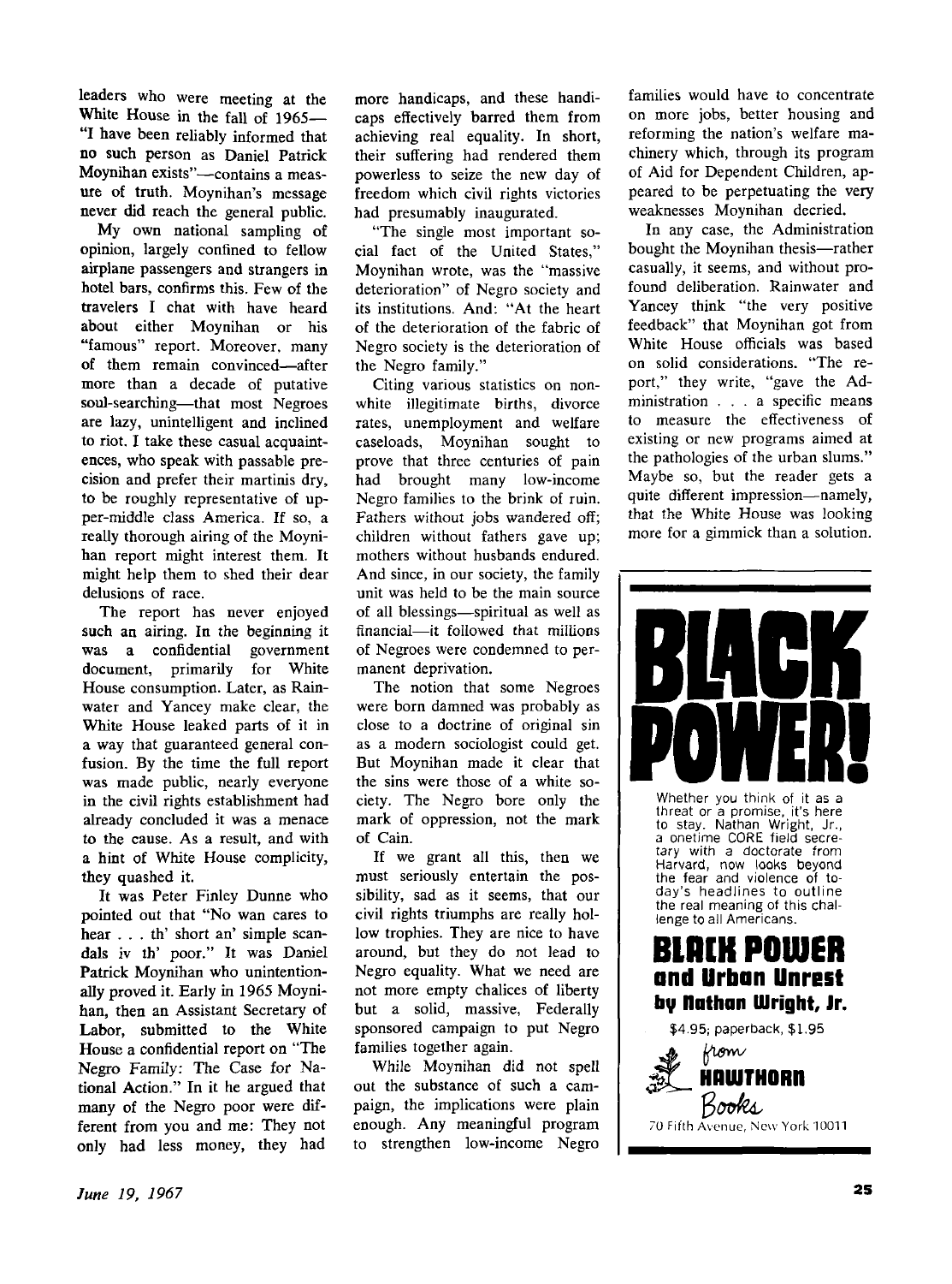leaders who were meeting at the White House in the fall of 1965—"I have been reliably informed that no such person as Daniel Patrick Moynihan exists"—contains a measure of truth. Moynihan's message never did reach the general public.

My own national sampling of opinion, largely confined to fellow airplane passengers and strangers in hotel bars, confirms this. Few of the travelers I chat with have heard about either Moynihan or his "famous" report. Moreover, many of them remain convinced—after more than a decade of putative soul-searching—that most Negroes are lazy, unintelligent and inclined to riot. I take these casual acquaintences, who speak with passable precision and prefer their martinis dry, to be roughly representative of upper-middle class America. If so, a really thorough airing of the Moynihan report might interest them. It might help them to shed their dear delusions of race.

The report has never enjoyed such an airing. In the beginning it was a confidential government document, primarily for White House consumption. Later, as Rainwater and Yancey make clear, the White House leaked parts of it in a way that guaranteed general confusion. By the time the full report was made public, nearly everyone in the civil rights establishment had already concluded it was a menace to the cause. As a result, and with a hint of White House complicity, they quashed it.

It was Peter Finley Dunne who pointed out that "No wan cares to hear . . . th' short an' simple scandals iv th' poor." It was Daniel Patrick Moynihan who unintentionally proved it. Early in 1965 Moynihan, then an Assistant Secretary of Labor, submitted to the White House a confidential report on "The Negro Family: The Case for National Action." In it he argued that many of the Negro poor were different from you and me: They not only had less money, they had more handicaps, and these handicaps effectively barred them from achieving real equality. In short, their suffering had rendered them powerless to seize the new day of freedom which civil rights victories had presumably inaugurated.

"The single most important social fact of the United States," Moynihan wrote, was the "massive deterioration" of Negro society and its institutions. And: "At the heart of the deterioration of the fabric of Negro society is the deterioration of the Negro family."

Citing various statistics on nonwhite illegitimate births, divorce rates, unemployment and welfare caseloads, Moynihan sought to prove that three centuries of pain had brought many low-income Negro families to the brink of ruin. Fathers without jobs wandered off; children without fathers gave up; mothers without husbands endured. And since, in our society, the family unit was held to be the main source of all blessings—spiritual as well as financial—it followed that millions of Negroes were condemned to permanent deprivation.

The notion that some Negroes were born damned was probably as close to a doctrine of original sin as a modern sociologist could get. But Moynihan made it clear that the sins were those of a white society. The Negro bore only the mark of oppression, not the mark of Cain.

If we grant all this, then we must seriously entertain the possibility, sad as it seems, that our civil rights triumphs are really hollow trophies. They are nice to have around, but they do not lead to Negro equality. What we need are not more empty chalices of liberty but a solid, massive, Federally sponsored campaign to put Negro families together again.

While Moynihan did not spell out the substance of such a campaign, the implications were plain enough. Any meaningful program to strengthen low-income Negro families would have to concentrate on more jobs, better housing and reforming the nation's welfare machinery which, through its program of Aid for Dependent Children, appeared to be perpetuating the very weaknesses Moynihan decried.

In any case, the Administration bought the Moynihan thesis—rather casually, it seems, and without profound deliberation. Rainwater and Yancey think "the very positive feedback" that Moynihan got from White House officials was based on solid considerations. "The report," they write, "gave the Administration . . . a specific means to measure the effectiveness of existing or new programs aimed at the pathologies of the urban slums." Maybe so, but the reader gets a quite different impression—namely, that the White House was looking more for a gimmick than a solution.

---

**BLACK POWER!**

Whether you think of it as a threat or a promise, it's here to stay. Nathan Wright, Jr., a onetime CORE field secretary with a doctorate from Harvard, now looks beyond the fear and violence of today's headlines to outline the real meaning of this challenge to all Americans.

**BLACK POWER and Urban Unrest by Nathan Wright, Jr.**

$4.95; paperback, $1.95

from HAWTHORN Books

70 Fifth Avenue, New York 10011

---

*June 19, 1967*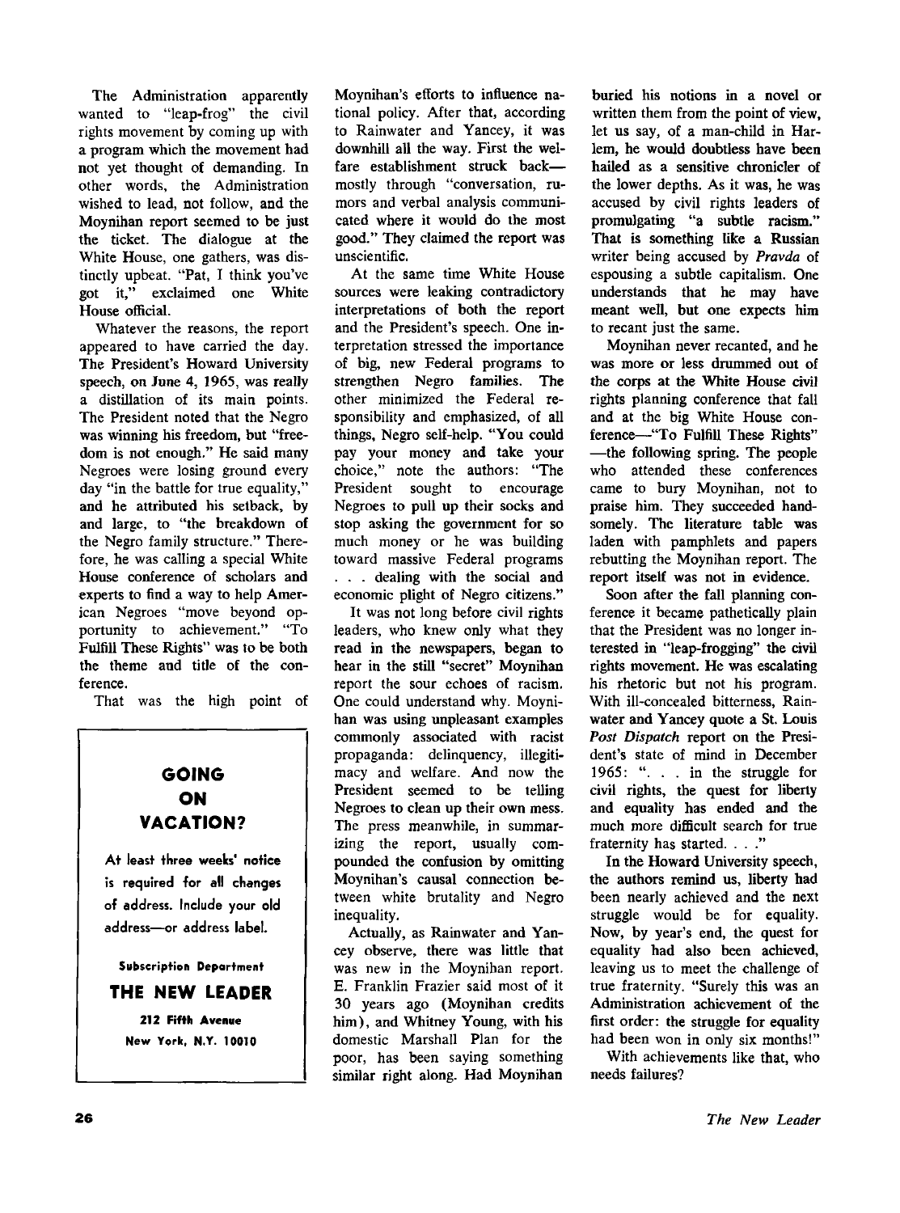The Administration apparently wanted to "leap-frog" the civil rights movement by coming up with a program which the movement had not yet thought of demanding. In other words, the Administration wished to lead, not follow, and the Moynihan report seemed to be just the ticket. The dialogue at the White House, one gathers, was distinctly upbeat. "Pat, I think you've got it," exclaimed one White House official.

Whatever the reasons, the report appeared to have carried the day. The President's Howard University speech, on June 4, 1965, was really a distillation of its main points. The President noted that the Negro was winning his freedom, but "freedom is not enough." He said many Negroes were losing ground every day "in the battle for true equality," and he attributed his setback, by and large, to "the breakdown of the Negro family structure." Therefore, he was calling a special White House conference of scholars and experts to find a way to help American Negroes "move beyond opportunity to achievement." "To Fulfill These Rights" was to be both the theme and title of the conference.

That was the high point of Moynihan's efforts to influence national policy. After that, according to Rainwater and Yancey, it was downhill all the way. First the welfare establishment struck back—mostly through "conversation, rumors and verbal analysis communicated where it would do the most good." They claimed the report was unscientific.

At the same time White House sources were leaking contradictory interpretations of both the report and the President's speech. One interpretation stressed the importance of big, new Federal programs to strengthen Negro families. The other minimized the Federal responsibility and emphasized, of all things, Negro self-help. "You could pay your money and take your choice," note the authors: "The President sought to encourage Negroes to pull up their socks and stop asking the government for so much money or he was building toward massive Federal programs . . . dealing with the social and economic plight of Negro citizens."

It was not long before civil rights leaders, who knew only what they read in the newspapers, began to hear in the still "secret" Moynihan report the sour echoes of racism. One could understand why. Moynihan was using unpleasant examples commonly associated with racist propaganda: delinquency, illegitimacy and welfare. And now the President seemed to be telling Negroes to clean up their own mess. The press meanwhile, in summarizing the report, usually compounded the confusion by omitting Moynihan's causal connection between white brutality and Negro inequality.

Actually, as Rainwater and Yancey observe, there was little that was new in the Moynihan report. E. Franklin Frazier said most of it 30 years ago (Moynihan credits him), and Whitney Young, with his domestic Marshall Plan for the poor, has been saying something similar right along. Had Moynihan buried his notions in a novel or written them from the point of view, let us say, of a man-child in Harlem, he would doubtless have been hailed as a sensitive chronicler of the lower depths. As it was, he was accused by civil rights leaders of promulgating "a subtle racism." That is something like a Russian writer being accused by *Pravda* of espousing a subtle capitalism. One understands that he may have meant well, but one expects him to recant just the same.

Moynihan never recanted, and he was more or less drummed out of the corps at the White House civil rights planning conference that fall and at the big White House conference—"To Fulfill These Rights"—the following spring. The people who attended these conferences came to bury Moynihan, not to praise him. They succeeded handsomely. The literature table was laden with pamphlets and papers rebutting the Moynihan report. The report itself was not in evidence.

Soon after the fall planning conference it became pathetically plain that the President was no longer interested in "leap-frogging" the civil rights movement. He was escalating his rhetoric but not his program. With ill-concealed bitterness, Rainwater and Yancey quote a St. Louis *Post Dispatch* report on the President's state of mind in December 1965: ". . . in the struggle for civil rights, the quest for liberty and equality has ended and the much more difficult search for true fraternity has started. . . ."

In the Howard University speech, the authors remind us, liberty had been nearly achieved and the next struggle would be for equality. Now, by year's end, the quest for equality had also been achieved, leaving us to meet the challenge of true fraternity. "Surely this was an Administration achievement of the first order: the struggle for equality had been won in only six months!"

With achievements like that, who needs failures?

**GOING ON VACATION?**

At least three weeks' notice is required for all changes of address. Include your old address—or address label.

Subscription Department
**THE NEW LEADER**
212 Fifth Avenue
New York, N.Y. 10010